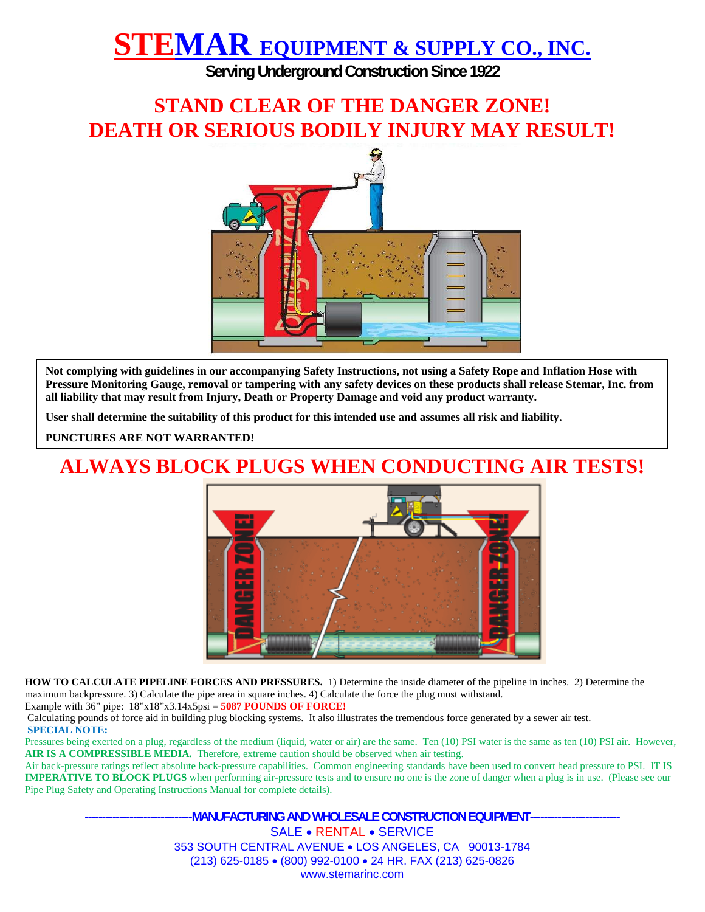# STEMAR EQUIPMENT & SUPPLY CO., INC.

**Serving Underground Construction Since 1922**

## STAND CLEAR OF THE DANGER ZONE!
## DEATH OR SERIOUS BODILY INJURY MAY RESULT!

**Not complying with guidelines in our accompanying Safety Instructions, not using a Safety Rope and Inflation Hose with Pressure Monitoring Gauge, removal or tampering with any safety devices on these products shall release Stemar, Inc. from all liability that may result from Injury, Death or Property Damage and void any product warranty.**

**User shall determine the suitability of this product for this intended use and assumes all risk and liability.**

**PUNCTURES ARE NOT WARRANTED!**

## ALWAYS BLOCK PLUGS WHEN CONDUCTING AIR TESTS!

**HOW TO CALCULATE PIPELINE FORCES AND PRESSURES.** 1) Determine the inside diameter of the pipeline in inches. 2) Determine the maximum backpressure. 3) Calculate the pipe area in square inches. 4) Calculate the force the plug must withstand.
Example with 36" pipe: 18"x18"x3.14x5psi = **5087 POUNDS OF FORCE!**
Calculating pounds of force aid in building plug blocking systems. It also illustrates the tremendous force generated by a sewer air test.

**SPECIAL NOTE:**

Pressures being exerted on a plug, regardless of the medium (liquid, water or air) are the same. Ten (10) PSI water is the same as ten (10) PSI air. However, **AIR IS A COMPRESSIBLE MEDIA.** Therefore, extreme caution should be observed when air testing.
Air back-pressure ratings reflect absolute back-pressure capabilities. Common engineering standards have been used to convert head pressure to PSI. IT IS **IMPERATIVE TO BLOCK PLUGS** when performing air-pressure tests and to ensure no one is the zone of danger when a plug is in use. (Please see our Pipe Plug Safety and Operating Instructions Manual for complete details).

-------------------------------MANUFACTURING AND WHOLESALE CONSTRUCTION EQUIPMENT-------------------------

SALE • RENTAL • SERVICE
353 SOUTH CENTRAL AVENUE • LOS ANGELES, CA 90013-1784
(213) 625-0185 • (800) 992-0100 • 24 HR. FAX (213) 625-0826
www.stemarinc.com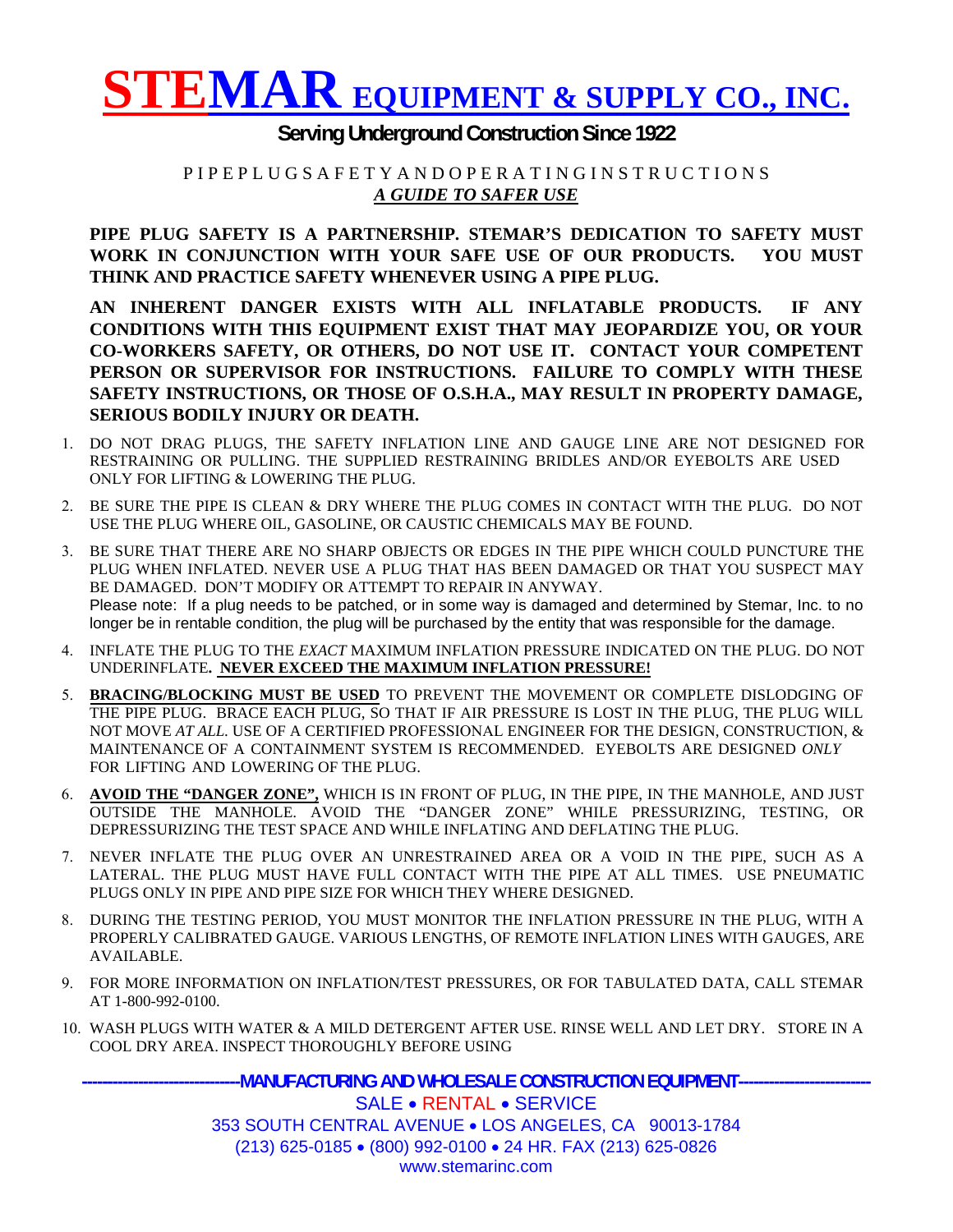# STEMAR EQUIPMENT & SUPPLY CO., INC.

**Serving Underground Construction Since 1922**

P I P E P L U G S A F E T Y A N D O P E R A T I N G I N S T R U C T I O N S

***A GUIDE TO SAFER USE***

**PIPE PLUG SAFETY IS A PARTNERSHIP. STEMAR'S DEDICATION TO SAFETY MUST WORK IN CONJUNCTION WITH YOUR SAFE USE OF OUR PRODUCTS. YOU MUST THINK AND PRACTICE SAFETY WHENEVER USING A PIPE PLUG.**

**AN INHERENT DANGER EXISTS WITH ALL INFLATABLE PRODUCTS. IF ANY CONDITIONS WITH THIS EQUIPMENT EXIST THAT MAY JEOPARDIZE YOU, OR YOUR CO-WORKERS SAFETY, OR OTHERS, DO NOT USE IT. CONTACT YOUR COMPETENT PERSON OR SUPERVISOR FOR INSTRUCTIONS. FAILURE TO COMPLY WITH THESE SAFETY INSTRUCTIONS, OR THOSE OF O.S.H.A., MAY RESULT IN PROPERTY DAMAGE, SERIOUS BODILY INJURY OR DEATH.**

1. DO NOT DRAG PLUGS, THE SAFETY INFLATION LINE AND GAUGE LINE ARE NOT DESIGNED FOR RESTRAINING OR PULLING. THE SUPPLIED RESTRAINING BRIDLES AND/OR EYEBOLTS ARE USED ONLY FOR LIFTING & LOWERING THE PLUG.
2. BE SURE THE PIPE IS CLEAN & DRY WHERE THE PLUG COMES IN CONTACT WITH THE PLUG. DO NOT USE THE PLUG WHERE OIL, GASOLINE, OR CAUSTIC CHEMICALS MAY BE FOUND.
3. BE SURE THAT THERE ARE NO SHARP OBJECTS OR EDGES IN THE PIPE WHICH COULD PUNCTURE THE PLUG WHEN INFLATED. NEVER USE A PLUG THAT HAS BEEN DAMAGED OR THAT YOU SUSPECT MAY BE DAMAGED. DON'T MODIFY OR ATTEMPT TO REPAIR IN ANYWAY.
   Please note: If a plug needs to be patched, or in some way is damaged and determined by Stemar, Inc. to no longer be in rentable condition, the plug will be purchased by the entity that was responsible for the damage.
4. INFLATE THE PLUG TO THE *EXACT* MAXIMUM INFLATION PRESSURE INDICATED ON THE PLUG. DO NOT UNDERINFLATE**. NEVER EXCEED THE MAXIMUM INFLATION PRESSURE!**
5. **BRACING/BLOCKING MUST BE USED** TO PREVENT THE MOVEMENT OR COMPLETE DISLODGING OF THE PIPE PLUG. BRACE EACH PLUG, SO THAT IF AIR PRESSURE IS LOST IN THE PLUG, THE PLUG WILL NOT MOVE *AT ALL*. USE OF A CERTIFIED PROFESSIONAL ENGINEER FOR THE DESIGN, CONSTRUCTION, & MAINTENANCE OF A CONTAINMENT SYSTEM IS RECOMMENDED. EYEBOLTS ARE DESIGNED *ONLY* FOR LIFTING AND LOWERING OF THE PLUG.
6. **AVOID THE "DANGER ZONE",** WHICH IS IN FRONT OF PLUG, IN THE PIPE, IN THE MANHOLE, AND JUST OUTSIDE THE MANHOLE. AVOID THE "DANGER ZONE" WHILE PRESSURIZING, TESTING, OR DEPRESSURIZING THE TEST SPACE AND WHILE INFLATING AND DEFLATING THE PLUG.
7. NEVER INFLATE THE PLUG OVER AN UNRESTRAINED AREA OR A VOID IN THE PIPE, SUCH AS A LATERAL. THE PLUG MUST HAVE FULL CONTACT WITH THE PIPE AT ALL TIMES. USE PNEUMATIC PLUGS ONLY IN PIPE AND PIPE SIZE FOR WHICH THEY WHERE DESIGNED.
8. DURING THE TESTING PERIOD, YOU MUST MONITOR THE INFLATION PRESSURE IN THE PLUG, WITH A PROPERLY CALIBRATED GAUGE. VARIOUS LENGTHS, OF REMOTE INFLATION LINES WITH GAUGES, ARE AVAILABLE.
9. FOR MORE INFORMATION ON INFLATION/TEST PRESSURES, OR FOR TABULATED DATA, CALL STEMAR AT 1-800-992-0100.
10. WASH PLUGS WITH WATER & A MILD DETERGENT AFTER USE. RINSE WELL AND LET DRY. STORE IN A COOL DRY AREA. INSPECT THOROUGHLY BEFORE USING

**------------------------------MANUFACTURING AND WHOLESALE CONSTRUCTION EQUIPMENT--------------------------**

SALE • RENTAL • SERVICE

353 SOUTH CENTRAL AVENUE • LOS ANGELES, CA 90013-1784

(213) 625-0185 • (800) 992-0100 • 24 HR. FAX (213) 625-0826

www.stemarinc.com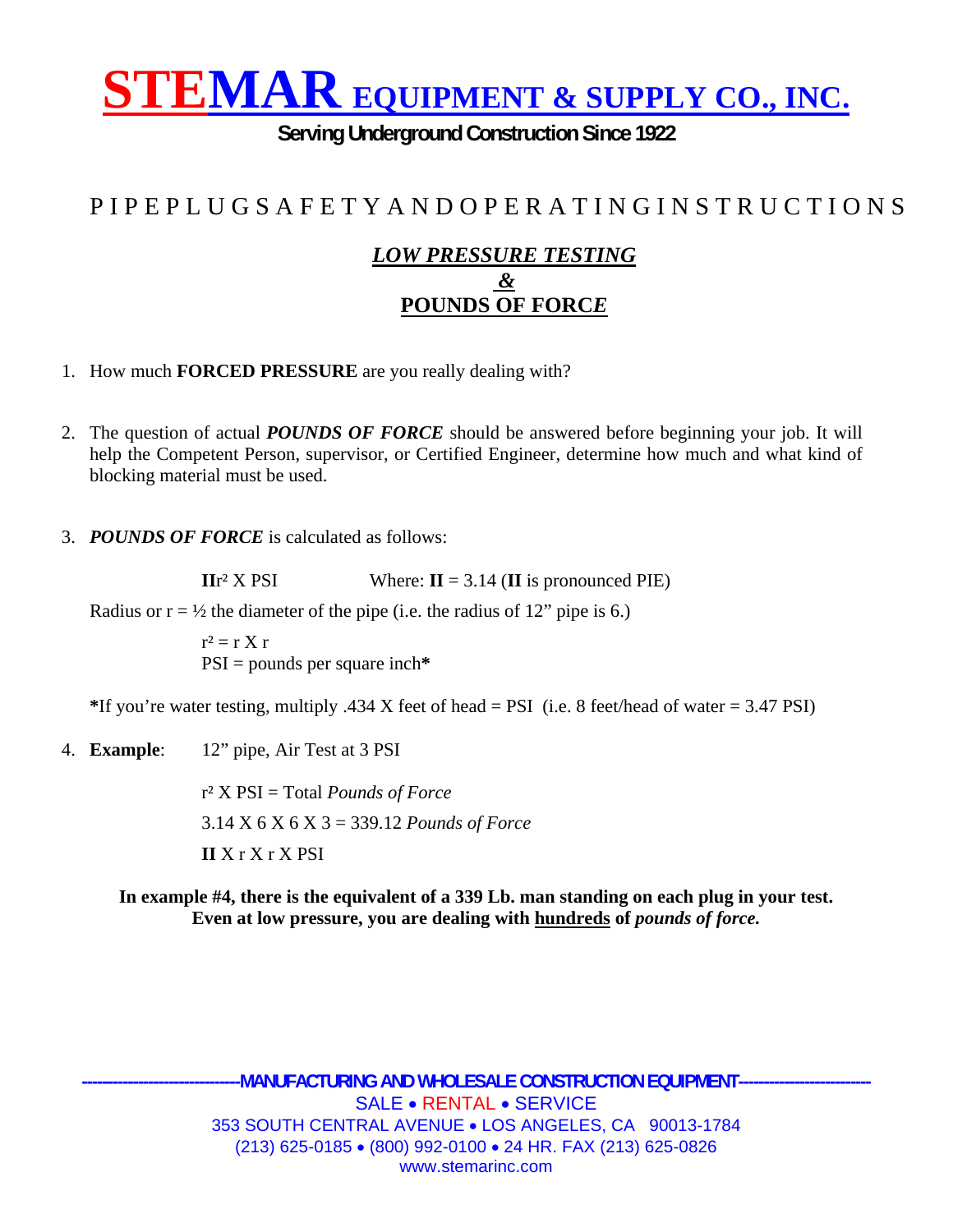# STEMAR EQUIPMENT & SUPPLY CO., INC.

**Serving Underground Construction Since 1922**

## P I P E P L U G S A F E T Y A N D O P E R A T I N G I N S T R U C T I O N S

### *LOW PRESSURE TESTING*
### *&*
### POUNDS OF FORC*E*

1. How much **FORCED PRESSURE** are you really dealing with?

2. The question of actual ***POUNDS OF FORCE*** should be answered before beginning your job. It will help the Competent Person, supervisor, or Certified Engineer, determine how much and what kind of blocking material must be used.

3. ***POUNDS OF FORCE*** is calculated as follows:

   **II**r² X PSI    Where: **II** = 3.14 (**II** is pronounced PIE)

   Radius or r = ½ the diameter of the pipe (i.e. the radius of 12" pipe is 6.)

   r² = r X r
   PSI = pounds per square inch**\***

   **\***If you're water testing, multiply .434 X feet of head = PSI (i.e. 8 feet/head of water = 3.47 PSI)

4. **Example**: 12" pipe, Air Test at 3 PSI

   r² X PSI = Total *Pounds of Force*

   3.14 X 6 X 6 X 3 = 339.12 *Pounds of Force*

   **II** X r X r X PSI

**In example #4, there is the equivalent of a 339 Lb. man standing on each plug in your test. Even at low pressure, you are dealing with <u>hundreds</u> of *pounds of force.***

**-------------------------------MANUFACTURING AND WHOLESALE CONSTRUCTION EQUIPMENT--------------------------**

SALE • RENTAL • SERVICE
353 SOUTH CENTRAL AVENUE • LOS ANGELES, CA 90013-1784
(213) 625-0185 • (800) 992-0100 • 24 HR. FAX (213) 625-0826
www.stemarinc.com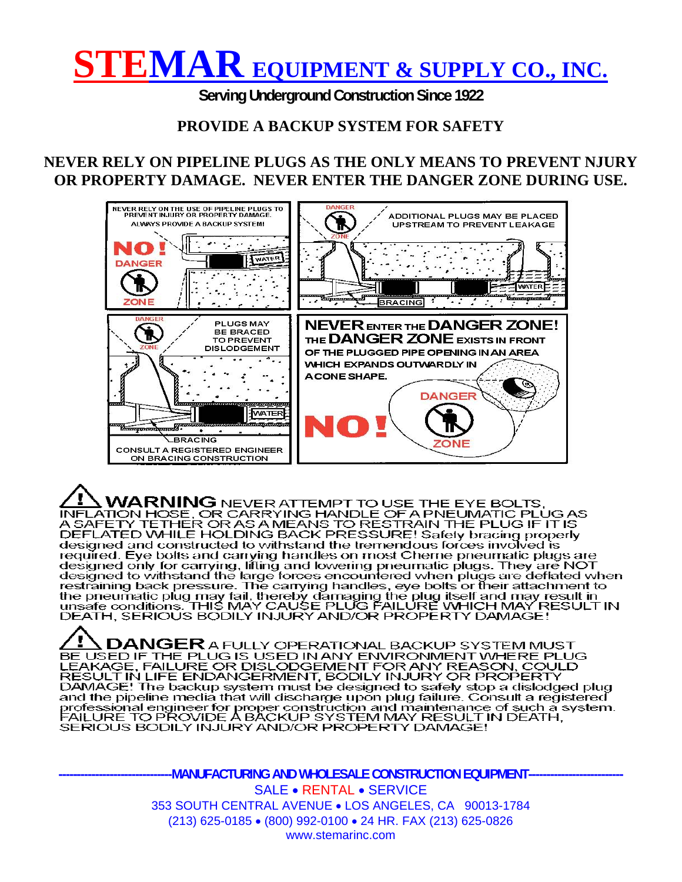# STEMAR EQUIPMENT & SUPPLY CO., INC.

**Serving Underground Construction Since 1922**

## PROVIDE A BACKUP SYSTEM FOR SAFETY

## NEVER RELY ON PIPELINE PLUGS AS THE ONLY MEANS TO PREVENT NJURY OR PROPERTY DAMAGE. NEVER ENTER THE DANGER ZONE DURING USE.

NEVER RELY ON THE USE OF PIPELINE PLUGS TO PREVENT INJURY OR PROPERTY DAMAGE. ALWAYS PROVIDE A BACKUP SYSTEM!

NO! DANGER ZONE

WATER

DANGER ZONE

ADDITIONAL PLUGS MAY BE PLACED UPSTREAM TO PREVENT LEAKAGE

WATER

BRACING

DANGER ZONE

PLUGS MAY BE BRACED TO PREVENT DISLODGEMENT

WATER

BRACING

CONSULT A REGISTERED ENGINEER ON BRACING CONSTRUCTION

**NEVER ENTER THE DANGER ZONE! THE DANGER ZONE EXISTS IN FRONT OF THE PLUGGED PIPE OPENING IN AN AREA WHICH EXPANDS OUTWARDLY IN A CONE SHAPE.**

DANGER ZONE

NO!

**⚠ WARNING** NEVER ATTEMPT TO USE THE EYE BOLTS, INFLATION HOSE, OR CARRYING HANDLE OF A PNEUMATIC PLUG AS A SAFETY TETHER OR AS A MEANS TO RESTRAIN THE PLUG IF IT IS DEFLATED WHILE HOLDING BACK PRESSURE! Safely bracing properly designed and constructed to withstand the tremendous forces involved is required. Eye bolts and carrying handles on most Cherne pneumatic plugs are designed only for carrying, lifting and lowering pneumatic plugs. They are NOT designed to withstand the large forces encountered when plugs are deflated when restraining back pressure. The carrying handles, eye bolts or their attachment to the pneumatic plug may fail, thereby damaging the plug itself and may result in unsafe conditions. THIS MAY CAUSE PLUG FAILURE WHICH MAY RESULT IN DEATH, SERIOUS BODILY INJURY AND/OR PROPERTY DAMAGE!

**⚠ DANGER** A FULLY OPERATIONAL BACKUP SYSTEM MUST BE USED IF THE PLUG IS USED IN ANY ENVIRONMENT WHERE PLUG LEAKAGE, FAILURE OR DISLODGEMENT FOR ANY REASON, COULD RESULT IN LIFE ENDANGERMENT, BODILY INJURY OR PROPERTY DAMAGE! The backup system must be designed to safely stop a dislodged plug and the pipeline media that will discharge upon plug failure. Consult a registered professional engineer for proper construction and maintenance of such a system. FAILURE TO PROVIDE A BACKUP SYSTEM MAY RESULT IN DEATH, SERIOUS BODILY INJURY AND/OR PROPERTY DAMAGE!

---MANUFACTURING AND WHOLESALE CONSTRUCTION EQUIPMENT---

SALE • RENTAL • SERVICE

353 SOUTH CENTRAL AVENUE • LOS ANGELES, CA 90013-1784

(213) 625-0185 • (800) 992-0100 • 24 HR. FAX (213) 625-0826

www.stemarinc.com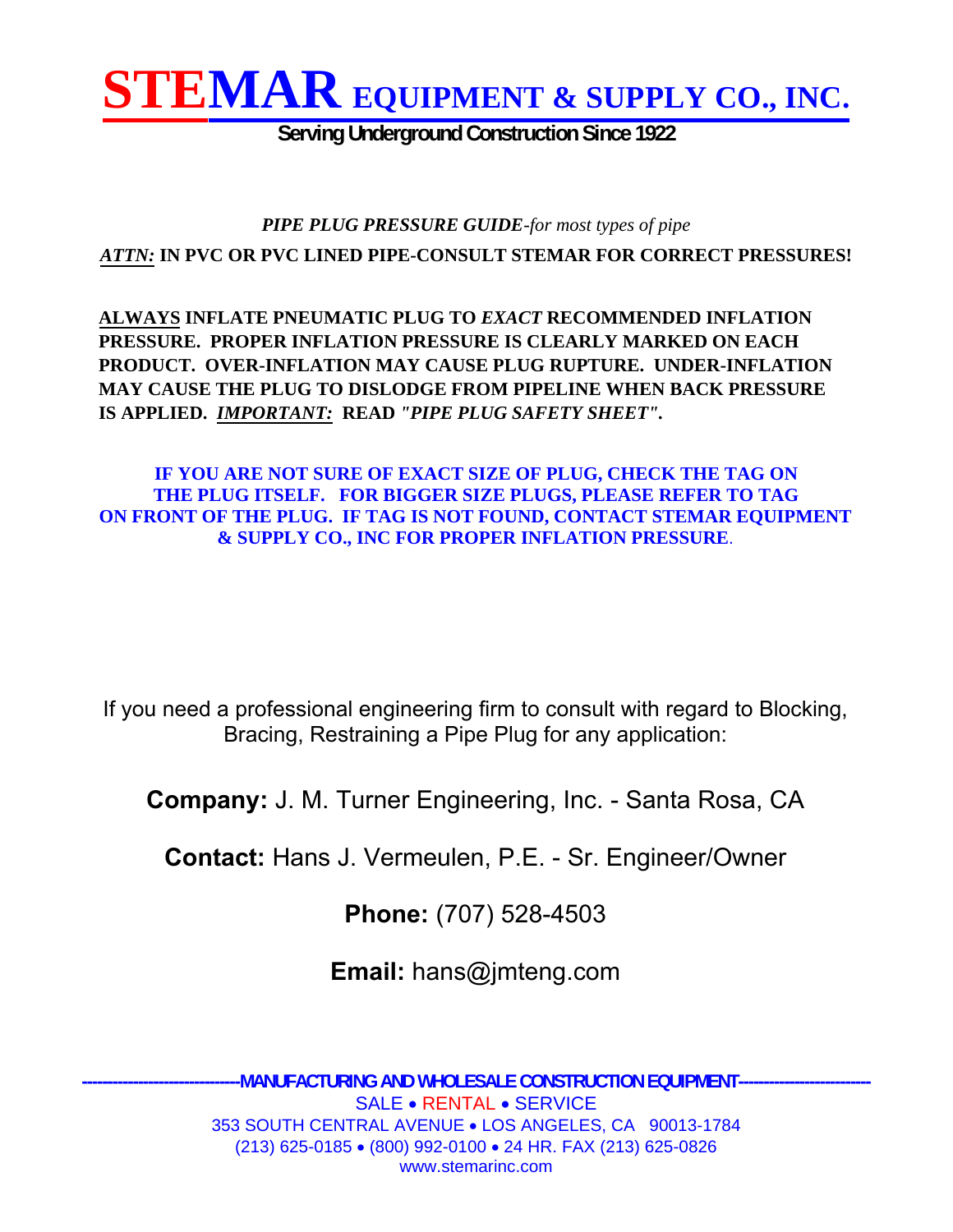# STEMAR EQUIPMENT & SUPPLY CO., INC.

**Serving Underground Construction Since 1922**

*PIPE PLUG PRESSURE GUIDE-for most types of pipe*

***ATTN:*** **IN PVC OR PVC LINED PIPE-CONSULT STEMAR FOR CORRECT PRESSURES!**

**ALWAYS INFLATE PNEUMATIC PLUG TO *EXACT* RECOMMENDED INFLATION PRESSURE. PROPER INFLATION PRESSURE IS CLEARLY MARKED ON EACH PRODUCT. OVER-INFLATION MAY CAUSE PLUG RUPTURE. UNDER-INFLATION MAY CAUSE THE PLUG TO DISLODGE FROM PIPELINE WHEN BACK PRESSURE IS APPLIED. *IMPORTANT:* READ *"PIPE PLUG SAFETY SHEET"*.**

**IF YOU ARE NOT SURE OF EXACT SIZE OF PLUG, CHECK THE TAG ON THE PLUG ITSELF. FOR BIGGER SIZE PLUGS, PLEASE REFER TO TAG ON FRONT OF THE PLUG. IF TAG IS NOT FOUND, CONTACT STEMAR EQUIPMENT & SUPPLY CO., INC FOR PROPER INFLATION PRESSURE**.

If you need a professional engineering firm to consult with regard to Blocking, Bracing, Restraining a Pipe Plug for any application:

**Company:** J. M. Turner Engineering, Inc. - Santa Rosa, CA

**Contact:** Hans J. Vermeulen, P.E. - Sr. Engineer/Owner

**Phone:** (707) 528-4503

**Email:** hans@jmteng.com

---

**MANUFACTURING AND WHOLESALE CONSTRUCTION EQUIPMENT**

SALE • RENTAL • SERVICE

353 SOUTH CENTRAL AVENUE • LOS ANGELES, CA 90013-1784

(213) 625-0185 • (800) 992-0100 • 24 HR. FAX (213) 625-0826

www.stemarinc.com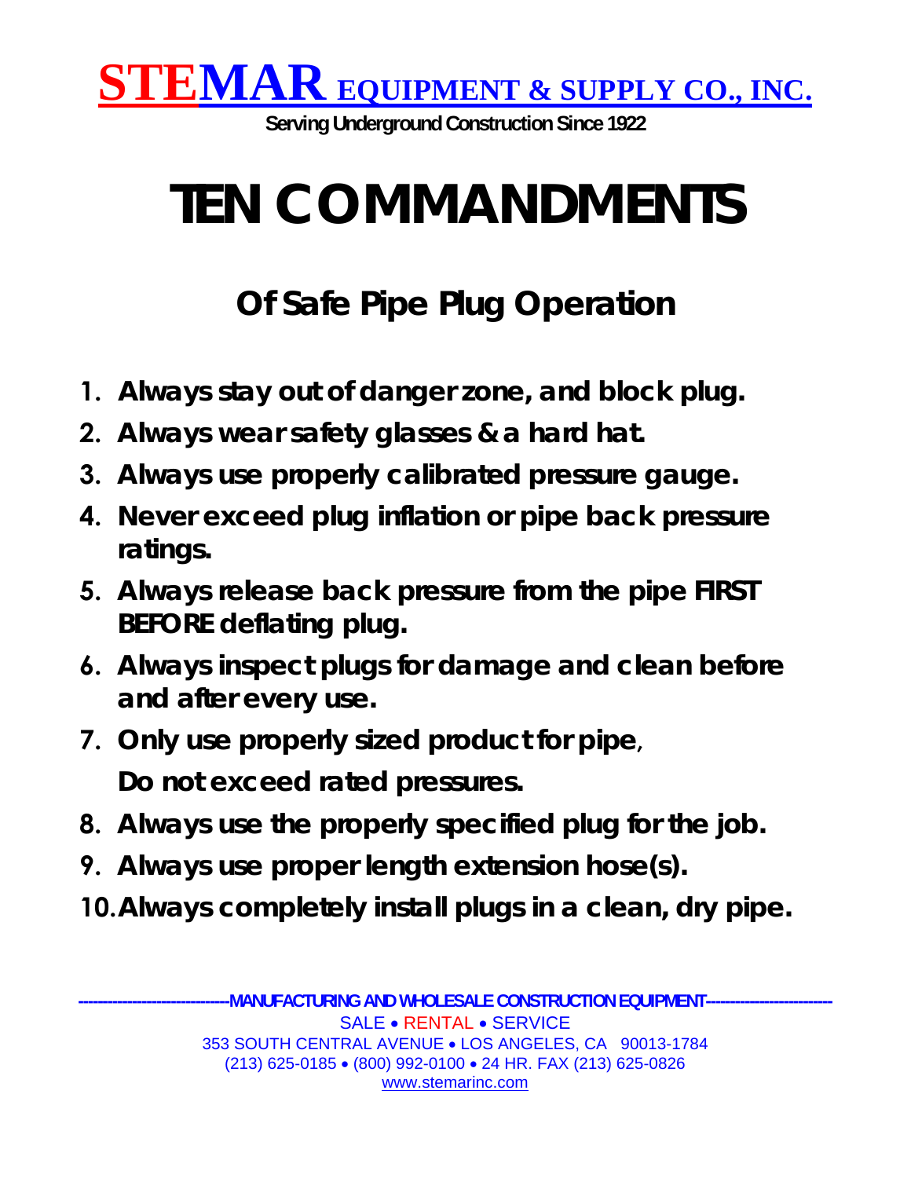**STEMAR EQUIPMENT & SUPPLY CO., INC.**

**Serving Underground Construction Since 1922**

# TEN COMMANDMENTS

## Of Safe Pipe Plug Operation

1. **Always stay out of danger zone, and block plug.**
2. **Always wear safety glasses & a hard hat.**
3. **Always use properly calibrated pressure gauge.**
4. **Never exceed plug inflation or pipe back pressure ratings.**
5. **Always release back pressure from the pipe FIRST BEFORE deflating plug.**
6. **Always inspect plugs for damage and clean before and after every use.**
7. **Only use properly sized product for pipe, Do not exceed rated pressures.**
8. **Always use the properly specified plug for the job.**
9. **Always use proper length extension hose(s).**
10. **Always completely install plugs in a clean, dry pipe.**

---

**MANUFACTURING AND WHOLESALE CONSTRUCTION EQUIPMENT**

SALE • RENTAL • SERVICE

353 SOUTH CENTRAL AVENUE • LOS ANGELES, CA 90013-1784

(213) 625-0185 • (800) 992-0100 • 24 HR. FAX (213) 625-0826

www.stemarinc.com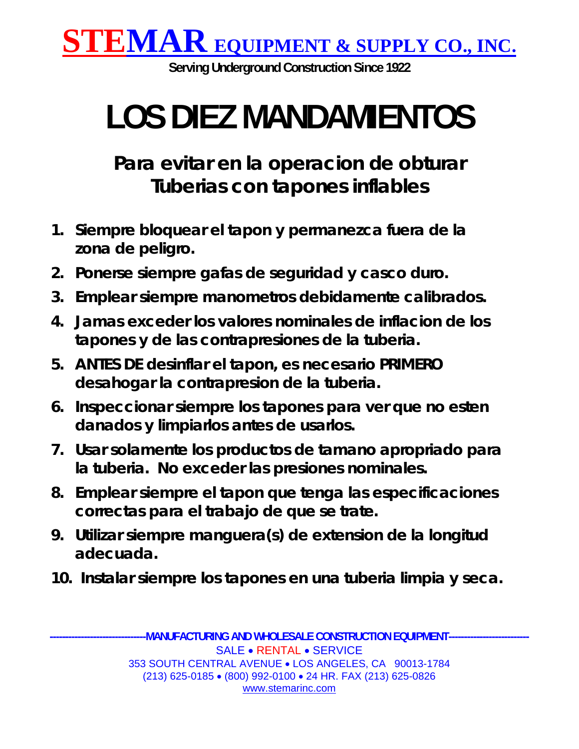**STEMAR EQUIPMENT & SUPPLY CO., INC.**

**Serving Underground Construction Since 1922**

# LOS DIEZ MANDAMIENTOS

## Para evitar en la operacion de obturar Tuberias con tapones inflables

1. **Siempre bloquear el tapon y permanezca fuera de la zona de peligro.**
2. **Ponerse siempre gafas de seguridad y casco duro.**
3. **Emplear siempre manometros debidamente calibrados.**
4. **Jamas exceder los valores nominales de inflacion de los tapones y de las contrapresiones de la tuberia.**
5. **ANTES DE desinflar el tapon, es necesario PRIMERO desahogar la contrapresion de la tuberia.**
6. **Inspeccionar siempre los tapones para ver que no esten danados y limpiarlos antes de usarlos.**
7. **Usar solamente los productos de tamano apropriado para la tuberia. No exceder las presiones nominales.**
8. **Emplear siempre el tapon que tenga las especificaciones correctas para el trabajo de que se trate.**
9. **Utilizar siempre manguera(s) de extension de la longitud adecuada.**
10. **Instalar siempre los tapones en una tuberia limpia y seca.**

------------------------------MANUFACTURING AND WHOLESALE CONSTRUCTION EQUIPMENT--------------------------

SALE • RENTAL • SERVICE

353 SOUTH CENTRAL AVENUE • LOS ANGELES, CA 90013-1784

(213) 625-0185 • (800) 992-0100 • 24 HR. FAX (213) 625-0826

www.stemarinc.com